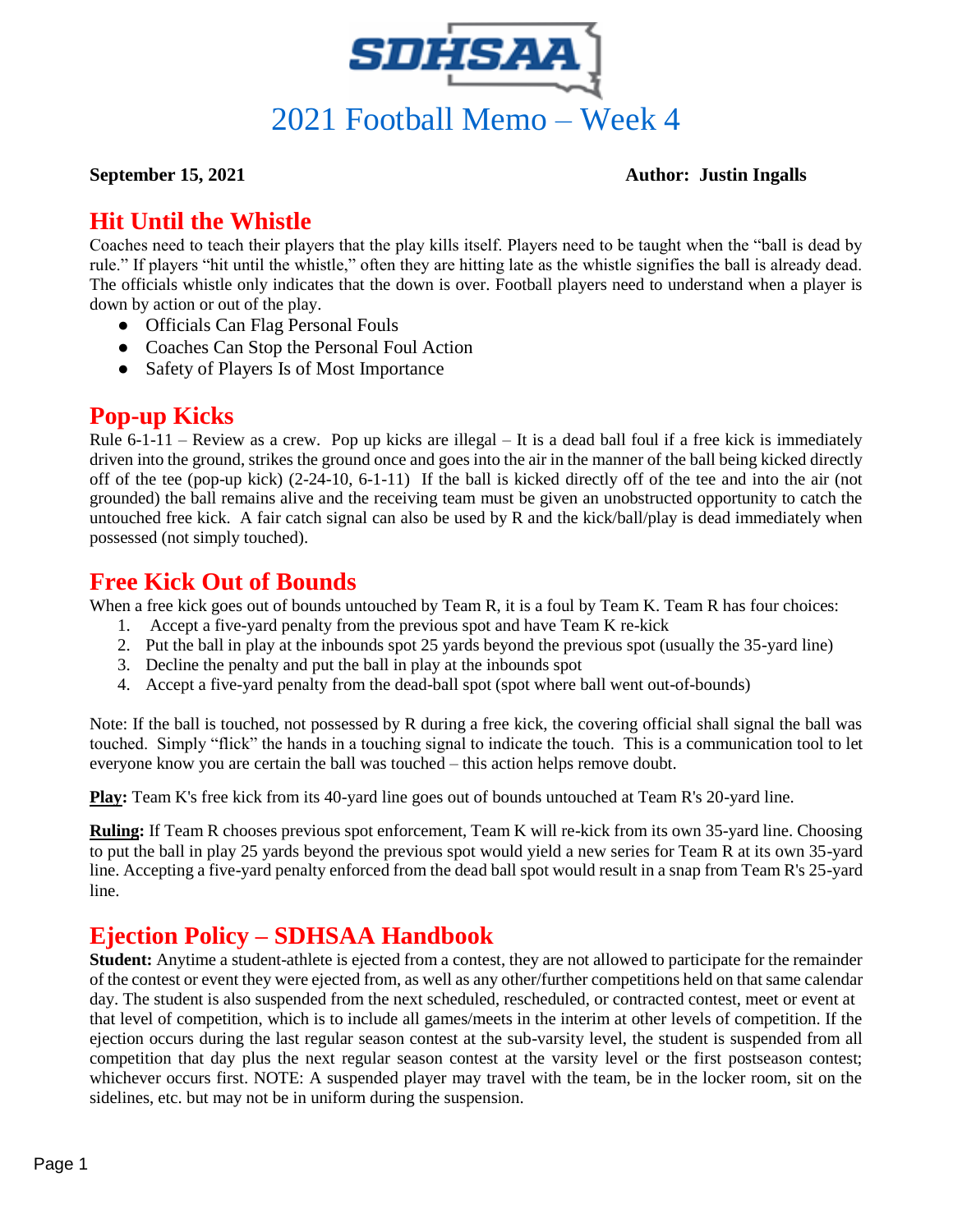SDHSAA

# 2021 Football Memo – Week 4

**September 15, 2021** **Author: Justin Ingalls**

## Hit Until the Whistle

Coaches need to teach their players that the play kills itself. Players need to be taught when the "ball is dead by rule." If players "hit until the whistle," often they are hitting late as the whistle signifies the ball is already dead. The officials whistle only indicates that the down is over. Football players need to understand when a player is down by action or out of the play.

- Officials Can Flag Personal Fouls
- Coaches Can Stop the Personal Foul Action
- Safety of Players Is of Most Importance

## Pop-up Kicks

Rule 6-1-11 – Review as a crew. Pop up kicks are illegal – It is a dead ball foul if a free kick is immediately driven into the ground, strikes the ground once and goes into the air in the manner of the ball being kicked directly off of the tee (pop-up kick) (2-24-10, 6-1-11) If the ball is kicked directly off of the tee and into the air (not grounded) the ball remains alive and the receiving team must be given an unobstructed opportunity to catch the untouched free kick. A fair catch signal can also be used by R and the kick/ball/play is dead immediately when possessed (not simply touched).

## Free Kick Out of Bounds

When a free kick goes out of bounds untouched by Team R, it is a foul by Team K. Team R has four choices:

1. Accept a five-yard penalty from the previous spot and have Team K re-kick
2. Put the ball in play at the inbounds spot 25 yards beyond the previous spot (usually the 35-yard line)
3. Decline the penalty and put the ball in play at the inbounds spot
4. Accept a five-yard penalty from the dead-ball spot (spot where ball went out-of-bounds)

Note: If the ball is touched, not possessed by R during a free kick, the covering official shall signal the ball was touched. Simply "flick" the hands in a touching signal to indicate the touch. This is a communication tool to let everyone know you are certain the ball was touched – this action helps remove doubt.

**Play:** Team K's free kick from its 40-yard line goes out of bounds untouched at Team R's 20-yard line.

**Ruling:** If Team R chooses previous spot enforcement, Team K will re-kick from its own 35-yard line. Choosing to put the ball in play 25 yards beyond the previous spot would yield a new series for Team R at its own 35-yard line. Accepting a five-yard penalty enforced from the dead ball spot would result in a snap from Team R's 25-yard line.

## Ejection Policy – SDHSAA Handbook

**Student:** Anytime a student-athlete is ejected from a contest, they are not allowed to participate for the remainder of the contest or event they were ejected from, as well as any other/further competitions held on that same calendar day. The student is also suspended from the next scheduled, rescheduled, or contracted contest, meet or event at that level of competition, which is to include all games/meets in the interim at other levels of competition. If the ejection occurs during the last regular season contest at the sub-varsity level, the student is suspended from all competition that day plus the next regular season contest at the varsity level or the first postseason contest; whichever occurs first. NOTE: A suspended player may travel with the team, be in the locker room, sit on the sidelines, etc. but may not be in uniform during the suspension.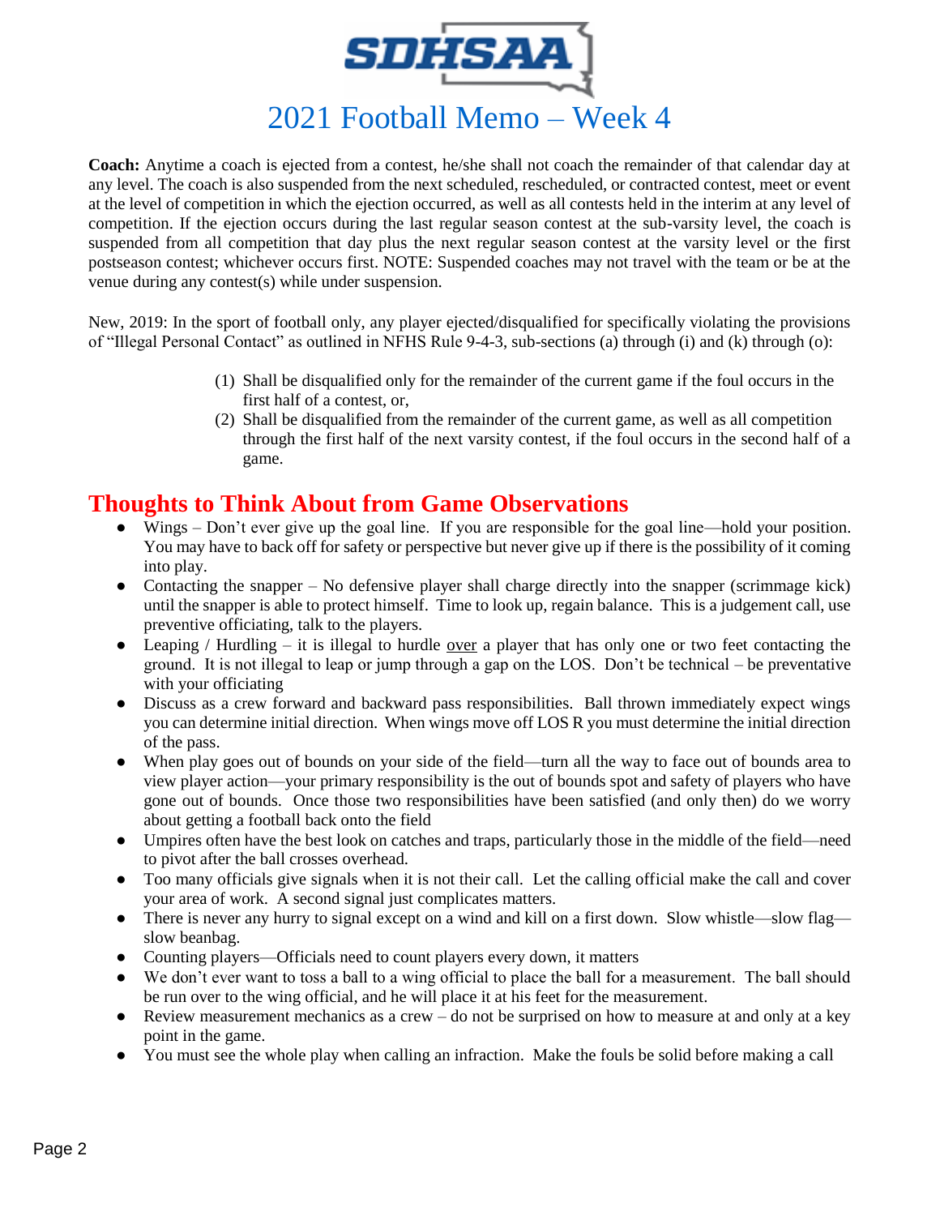# 2021 Football Memo – Week 4

**Coach:** Anytime a coach is ejected from a contest, he/she shall not coach the remainder of that calendar day at any level. The coach is also suspended from the next scheduled, rescheduled, or contracted contest, meet or event at the level of competition in which the ejection occurred, as well as all contests held in the interim at any level of competition. If the ejection occurs during the last regular season contest at the sub-varsity level, the coach is suspended from all competition that day plus the next regular season contest at the varsity level or the first postseason contest; whichever occurs first. NOTE: Suspended coaches may not travel with the team or be at the venue during any contest(s) while under suspension.

New, 2019: In the sport of football only, any player ejected/disqualified for specifically violating the provisions of "Illegal Personal Contact" as outlined in NFHS Rule 9-4-3, sub-sections (a) through (i) and (k) through (o):

(1) Shall be disqualified only for the remainder of the current game if the foul occurs in the first half of a contest, or,
(2) Shall be disqualified from the remainder of the current game, as well as all competition through the first half of the next varsity contest, if the foul occurs in the second half of a game.

## Thoughts to Think About from Game Observations

- Wings – Don't ever give up the goal line. If you are responsible for the goal line—hold your position. You may have to back off for safety or perspective but never give up if there is the possibility of it coming into play.
- Contacting the snapper – No defensive player shall charge directly into the snapper (scrimmage kick) until the snapper is able to protect himself. Time to look up, regain balance. This is a judgement call, use preventive officiating, talk to the players.
- Leaping / Hurdling – it is illegal to hurdle <u>over</u> a player that has only one or two feet contacting the ground. It is not illegal to leap or jump through a gap on the LOS. Don't be technical – be preventative with your officiating
- Discuss as a crew forward and backward pass responsibilities. Ball thrown immediately expect wings you can determine initial direction. When wings move off LOS R you must determine the initial direction of the pass.
- When play goes out of bounds on your side of the field—turn all the way to face out of bounds area to view player action—your primary responsibility is the out of bounds spot and safety of players who have gone out of bounds. Once those two responsibilities have been satisfied (and only then) do we worry about getting a football back onto the field
- Umpires often have the best look on catches and traps, particularly those in the middle of the field—need to pivot after the ball crosses overhead.
- Too many officials give signals when it is not their call. Let the calling official make the call and cover your area of work. A second signal just complicates matters.
- There is never any hurry to signal except on a wind and kill on a first down. Slow whistle—slow flag—slow beanbag.
- Counting players—Officials need to count players every down, it matters
- We don't ever want to toss a ball to a wing official to place the ball for a measurement. The ball should be run over to the wing official, and he will place it at his feet for the measurement.
- Review measurement mechanics as a crew – do not be surprised on how to measure at and only at a key point in the game.
- You must see the whole play when calling an infraction. Make the fouls be solid before making a call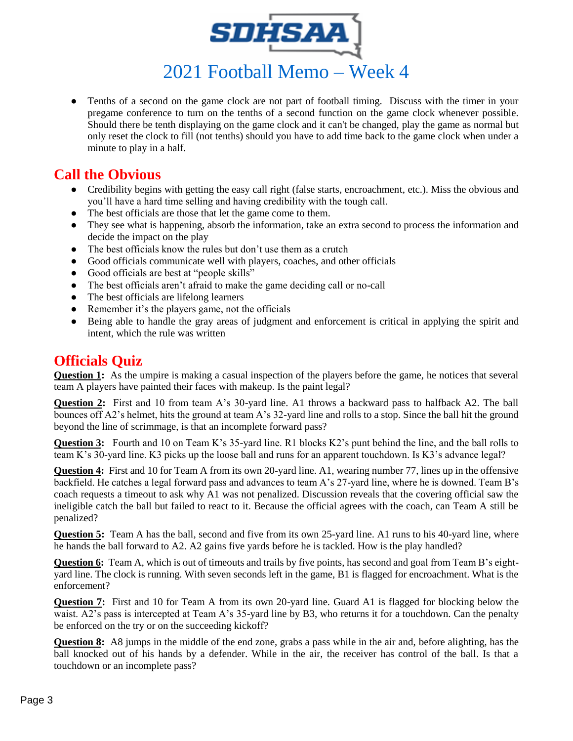# 2021 Football Memo – Week 4

- Tenths of a second on the game clock are not part of football timing. Discuss with the timer in your pregame conference to turn on the tenths of a second function on the game clock whenever possible. Should there be tenth displaying on the game clock and it can't be changed, play the game as normal but only reset the clock to fill (not tenths) should you have to add time back to the game clock when under a minute to play in a half.

## Call the Obvious

- Credibility begins with getting the easy call right (false starts, encroachment, etc.). Miss the obvious and you'll have a hard time selling and having credibility with the tough call.
- The best officials are those that let the game come to them.
- They see what is happening, absorb the information, take an extra second to process the information and decide the impact on the play
- The best officials know the rules but don't use them as a crutch
- Good officials communicate well with players, coaches, and other officials
- Good officials are best at "people skills"
- The best officials aren't afraid to make the game deciding call or no-call
- The best officials are lifelong learners
- Remember it's the players game, not the officials
- Being able to handle the gray areas of judgment and enforcement is critical in applying the spirit and intent, which the rule was written

## Officials Quiz

**Question 1:** As the umpire is making a casual inspection of the players before the game, he notices that several team A players have painted their faces with makeup. Is the paint legal?

**Question 2:** First and 10 from team A's 30-yard line. A1 throws a backward pass to halfback A2. The ball bounces off A2's helmet, hits the ground at team A's 32-yard line and rolls to a stop. Since the ball hit the ground beyond the line of scrimmage, is that an incomplete forward pass?

**Question 3:** Fourth and 10 on Team K's 35-yard line. R1 blocks K2's punt behind the line, and the ball rolls to team K's 30-yard line. K3 picks up the loose ball and runs for an apparent touchdown. Is K3's advance legal?

**Question 4:** First and 10 for Team A from its own 20-yard line. A1, wearing number 77, lines up in the offensive backfield. He catches a legal forward pass and advances to team A's 27-yard line, where he is downed. Team B's coach requests a timeout to ask why A1 was not penalized. Discussion reveals that the covering official saw the ineligible catch the ball but failed to react to it. Because the official agrees with the coach, can Team A still be penalized?

**Question 5:** Team A has the ball, second and five from its own 25-yard line. A1 runs to his 40-yard line, where he hands the ball forward to A2. A2 gains five yards before he is tackled. How is the play handled?

**Question 6:** Team A, which is out of timeouts and trails by five points, has second and goal from Team B's eight-yard line. The clock is running. With seven seconds left in the game, B1 is flagged for encroachment. What is the enforcement?

**Question 7:** First and 10 for Team A from its own 20-yard line. Guard A1 is flagged for blocking below the waist. A2's pass is intercepted at Team A's 35-yard line by B3, who returns it for a touchdown. Can the penalty be enforced on the try or on the succeeding kickoff?

**Question 8:** A8 jumps in the middle of the end zone, grabs a pass while in the air and, before alighting, has the ball knocked out of his hands by a defender. While in the air, the receiver has control of the ball. Is that a touchdown or an incomplete pass?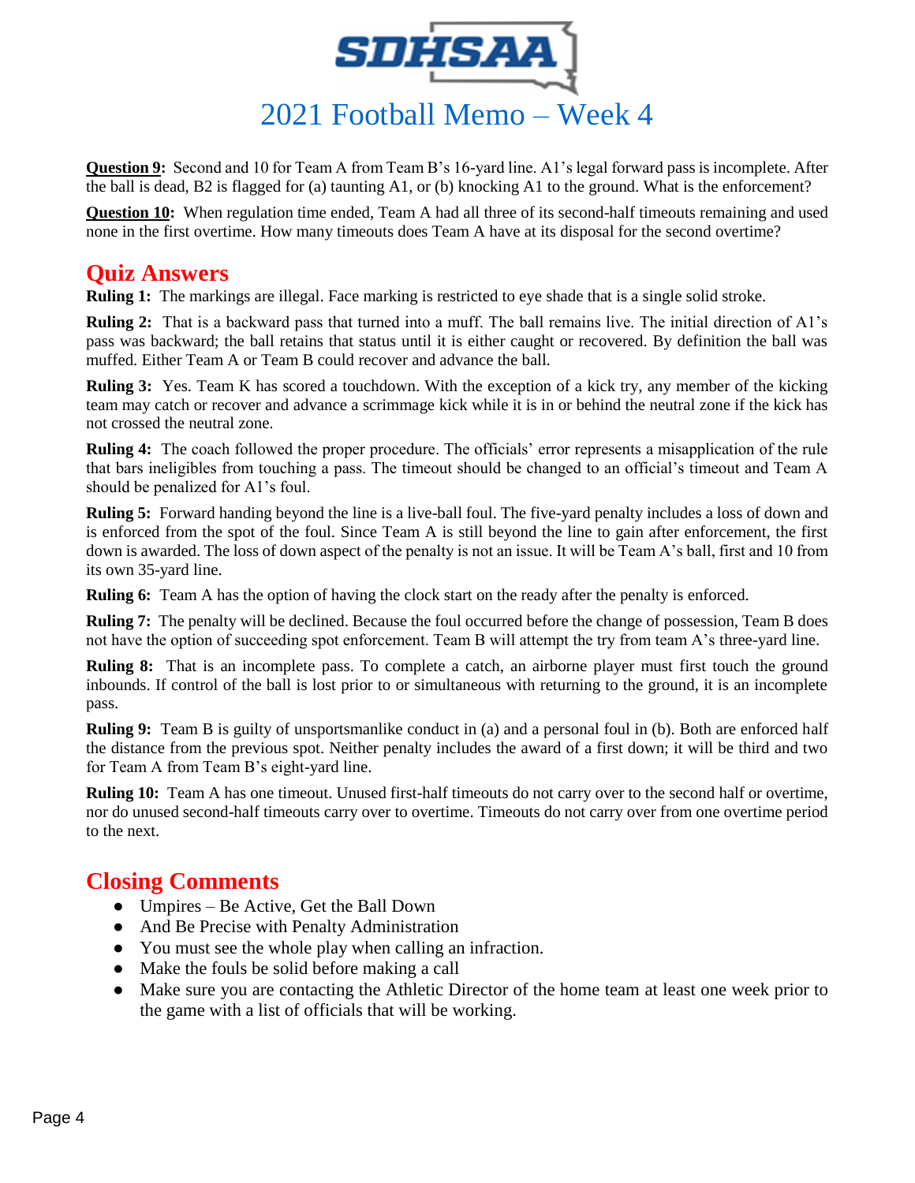# 2021 Football Memo – Week 4

**Question 9:** Second and 10 for Team A from Team B's 16-yard line. A1's legal forward pass is incomplete. After the ball is dead, B2 is flagged for (a) taunting A1, or (b) knocking A1 to the ground. What is the enforcement?

**Question 10:** When regulation time ended, Team A had all three of its second-half timeouts remaining and used none in the first overtime. How many timeouts does Team A have at its disposal for the second overtime?

## Quiz Answers

**Ruling 1:** The markings are illegal. Face marking is restricted to eye shade that is a single solid stroke.

**Ruling 2:** That is a backward pass that turned into a muff. The ball remains live. The initial direction of A1's pass was backward; the ball retains that status until it is either caught or recovered. By definition the ball was muffed. Either Team A or Team B could recover and advance the ball.

**Ruling 3:** Yes. Team K has scored a touchdown. With the exception of a kick try, any member of the kicking team may catch or recover and advance a scrimmage kick while it is in or behind the neutral zone if the kick has not crossed the neutral zone.

**Ruling 4:** The coach followed the proper procedure. The officials' error represents a misapplication of the rule that bars ineligibles from touching a pass. The timeout should be changed to an official's timeout and Team A should be penalized for A1's foul.

**Ruling 5:** Forward handing beyond the line is a live-ball foul. The five-yard penalty includes a loss of down and is enforced from the spot of the foul. Since Team A is still beyond the line to gain after enforcement, the first down is awarded. The loss of down aspect of the penalty is not an issue. It will be Team A's ball, first and 10 from its own 35-yard line.

**Ruling 6:** Team A has the option of having the clock start on the ready after the penalty is enforced.

**Ruling 7:** The penalty will be declined. Because the foul occurred before the change of possession, Team B does not have the option of succeeding spot enforcement. Team B will attempt the try from team A's three-yard line.

**Ruling 8:** That is an incomplete pass. To complete a catch, an airborne player must first touch the ground inbounds. If control of the ball is lost prior to or simultaneous with returning to the ground, it is an incomplete pass.

**Ruling 9:** Team B is guilty of unsportsmanlike conduct in (a) and a personal foul in (b). Both are enforced half the distance from the previous spot. Neither penalty includes the award of a first down; it will be third and two for Team A from Team B's eight-yard line.

**Ruling 10:** Team A has one timeout. Unused first-half timeouts do not carry over to the second half or overtime, nor do unused second-half timeouts carry over to overtime. Timeouts do not carry over from one overtime period to the next.

## Closing Comments

- Umpires – Be Active, Get the Ball Down
- And Be Precise with Penalty Administration
- You must see the whole play when calling an infraction.
- Make the fouls be solid before making a call
- Make sure you are contacting the Athletic Director of the home team at least one week prior to the game with a list of officials that will be working.